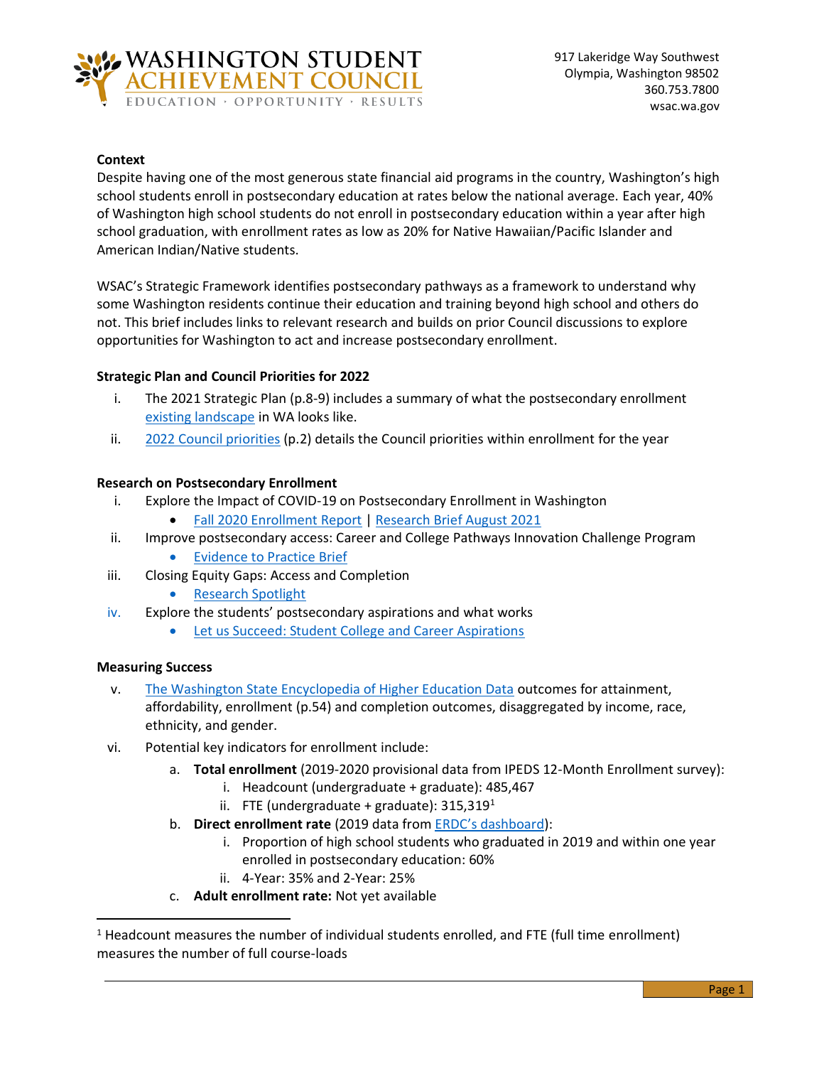WASHINGTON STUDENT ACHIEVEMENT COUNCIL
EDUCATION · OPPORTUNITY · RESULTS

917 Lakeridge Way Southwest
Olympia, Washington 98502
360.753.7800
wsac.wa.gov

**Context**

Despite having one of the most generous state financial aid programs in the country, Washington's high school students enroll in postsecondary education at rates below the national average. Each year, 40% of Washington high school students do not enroll in postsecondary education within a year after high school graduation, with enrollment rates as low as 20% for Native Hawaiian/Pacific Islander and American Indian/Native students.

WSAC's Strategic Framework identifies postsecondary pathways as a framework to understand why some Washington residents continue their education and training beyond high school and others do not. This brief includes links to relevant research and builds on prior Council discussions to explore opportunities for Washington to act and increase postsecondary enrollment.

**Strategic Plan and Council Priorities for 2022**

i. The 2021 Strategic Plan (p.8-9) includes a summary of what the postsecondary enrollment existing landscape in WA looks like.

ii. 2022 Council priorities (p.2) details the Council priorities within enrollment for the year

**Research on Postsecondary Enrollment**

i. Explore the Impact of COVID-19 on Postsecondary Enrollment in Washington
   - Fall 2020 Enrollment Report | Research Brief August 2021

ii. Improve postsecondary access: Career and College Pathways Innovation Challenge Program
   - Evidence to Practice Brief

iii. Closing Equity Gaps: Access and Completion
   - Research Spotlight

iv. Explore the students' postsecondary aspirations and what works
   - Let us Succeed: Student College and Career Aspirations

**Measuring Success**

v. The Washington State Encyclopedia of Higher Education Data outcomes for attainment, affordability, enrollment (p.54) and completion outcomes, disaggregated by income, race, ethnicity, and gender.

vi. Potential key indicators for enrollment include:

   a. **Total enrollment** (2019-2020 provisional data from IPEDS 12-Month Enrollment survey):
      i. Headcount (undergraduate + graduate): 485,467
      ii. FTE (undergraduate + graduate): 315,319[1]

   b. **Direct enrollment rate** (2019 data from ERDC's dashboard):
      i. Proportion of high school students who graduated in 2019 and within one year enrolled in postsecondary education: 60%
      ii. 4-Year: 35% and 2-Year: 25%

   c. **Adult enrollment rate:** Not yet available

[1] Headcount measures the number of individual students enrolled, and FTE (full time enrollment) measures the number of full course-loads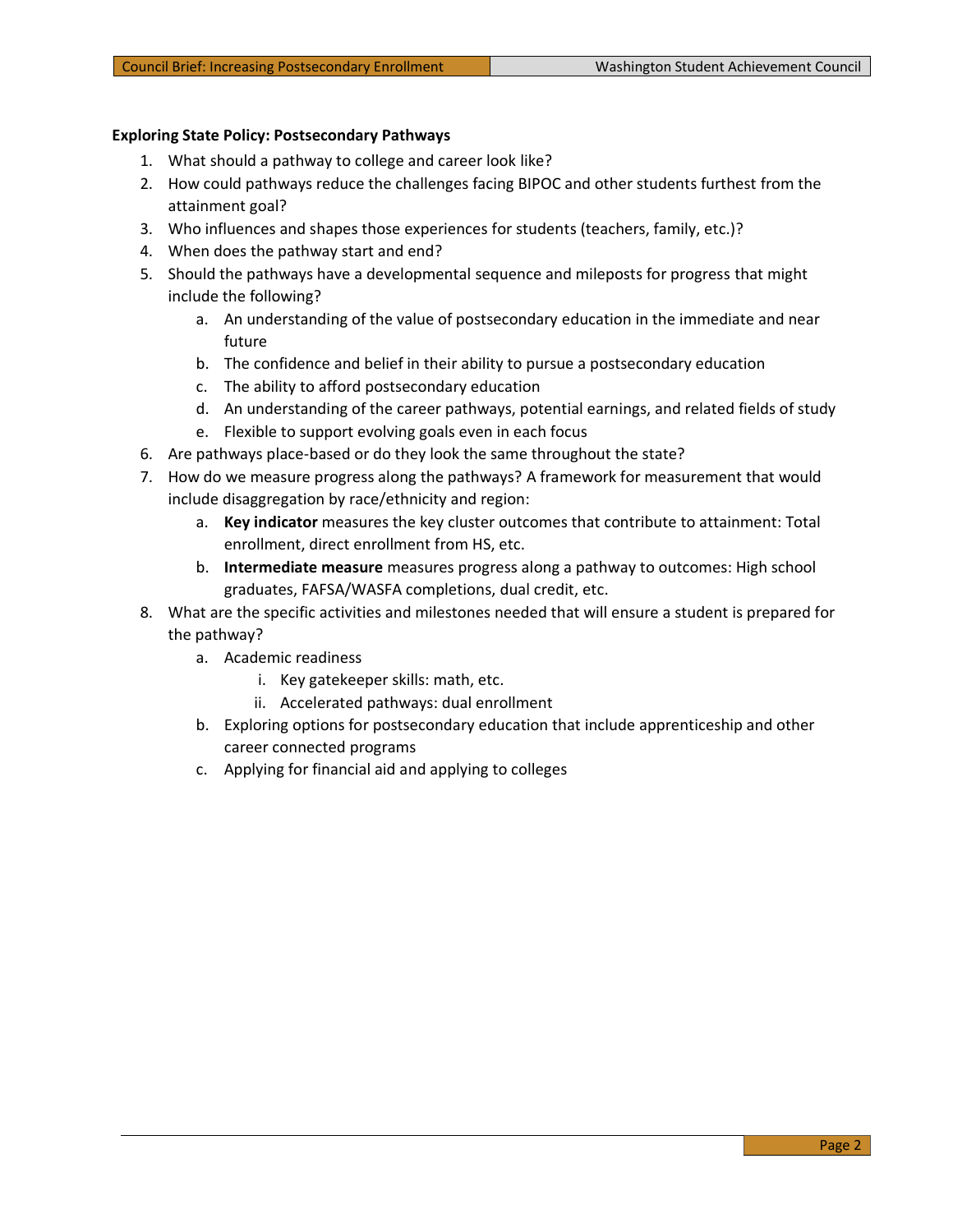**Exploring State Policy: Postsecondary Pathways**

1. What should a pathway to college and career look like?
2. How could pathways reduce the challenges facing BIPOC and other students furthest from the attainment goal?
3. Who influences and shapes those experiences for students (teachers, family, etc.)?
4. When does the pathway start and end?
5. Should the pathways have a developmental sequence and mileposts for progress that might include the following?
   a. An understanding of the value of postsecondary education in the immediate and near future
   b. The confidence and belief in their ability to pursue a postsecondary education
   c. The ability to afford postsecondary education
   d. An understanding of the career pathways, potential earnings, and related fields of study
   e. Flexible to support evolving goals even in each focus
6. Are pathways place-based or do they look the same throughout the state?
7. How do we measure progress along the pathways? A framework for measurement that would include disaggregation by race/ethnicity and region:
   a. **Key indicator** measures the key cluster outcomes that contribute to attainment: Total enrollment, direct enrollment from HS, etc.
   b. **Intermediate measure** measures progress along a pathway to outcomes: High school graduates, FAFSA/WASFA completions, dual credit, etc.
8. What are the specific activities and milestones needed that will ensure a student is prepared for the pathway?
   a. Academic readiness
      i. Key gatekeeper skills: math, etc.
      ii. Accelerated pathways: dual enrollment
   b. Exploring options for postsecondary education that include apprenticeship and other career connected programs
   c. Applying for financial aid and applying to colleges